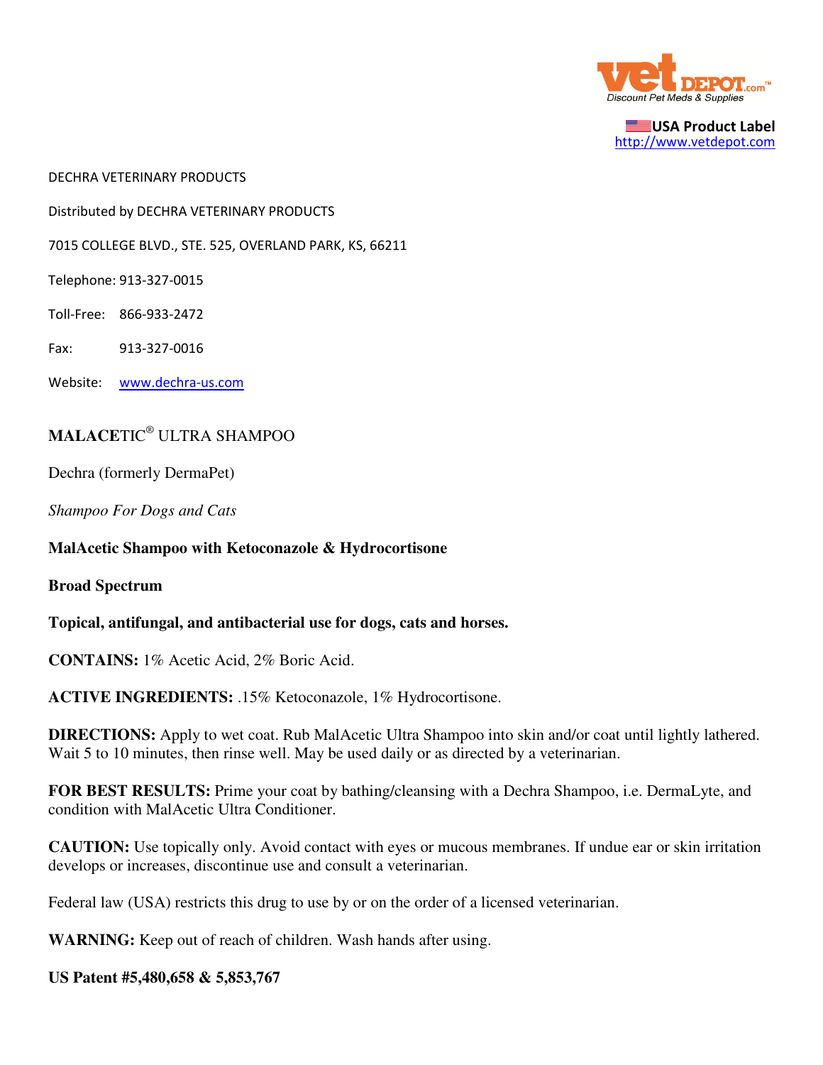USA Product Label
http://www.vetdepot.com

DECHRA VETERINARY PRODUCTS

Distributed by DECHRA VETERINARY PRODUCTS

7015 COLLEGE BLVD., STE. 525, OVERLAND PARK, KS, 66211

Telephone: 913-327-0015

Toll-Free: 866-933-2472

Fax: 913-327-0016

Website: www.dechra-us.com

## MALACETIC® ULTRA SHAMPOO

Dechra (formerly DermaPet)

*Shampoo For Dogs and Cats*

**MalAcetic Shampoo with Ketoconazole & Hydrocortisone**

**Broad Spectrum**

**Topical, antifungal, and antibacterial use for dogs, cats and horses.**

**CONTAINS:** 1% Acetic Acid, 2% Boric Acid.

**ACTIVE INGREDIENTS:** .15% Ketoconazole, 1% Hydrocortisone.

**DIRECTIONS:** Apply to wet coat. Rub MalAcetic Ultra Shampoo into skin and/or coat until lightly lathered. Wait 5 to 10 minutes, then rinse well. May be used daily or as directed by a veterinarian.

**FOR BEST RESULTS:** Prime your coat by bathing/cleansing with a Dechra Shampoo, i.e. DermaLyte, and condition with MalAcetic Ultra Conditioner.

**CAUTION:** Use topically only. Avoid contact with eyes or mucous membranes. If undue ear or skin irritation develops or increases, discontinue use and consult a veterinarian.

Federal law (USA) restricts this drug to use by or on the order of a licensed veterinarian.

**WARNING:** Keep out of reach of children. Wash hands after using.

**US Patent #5,480,658 & 5,853,767**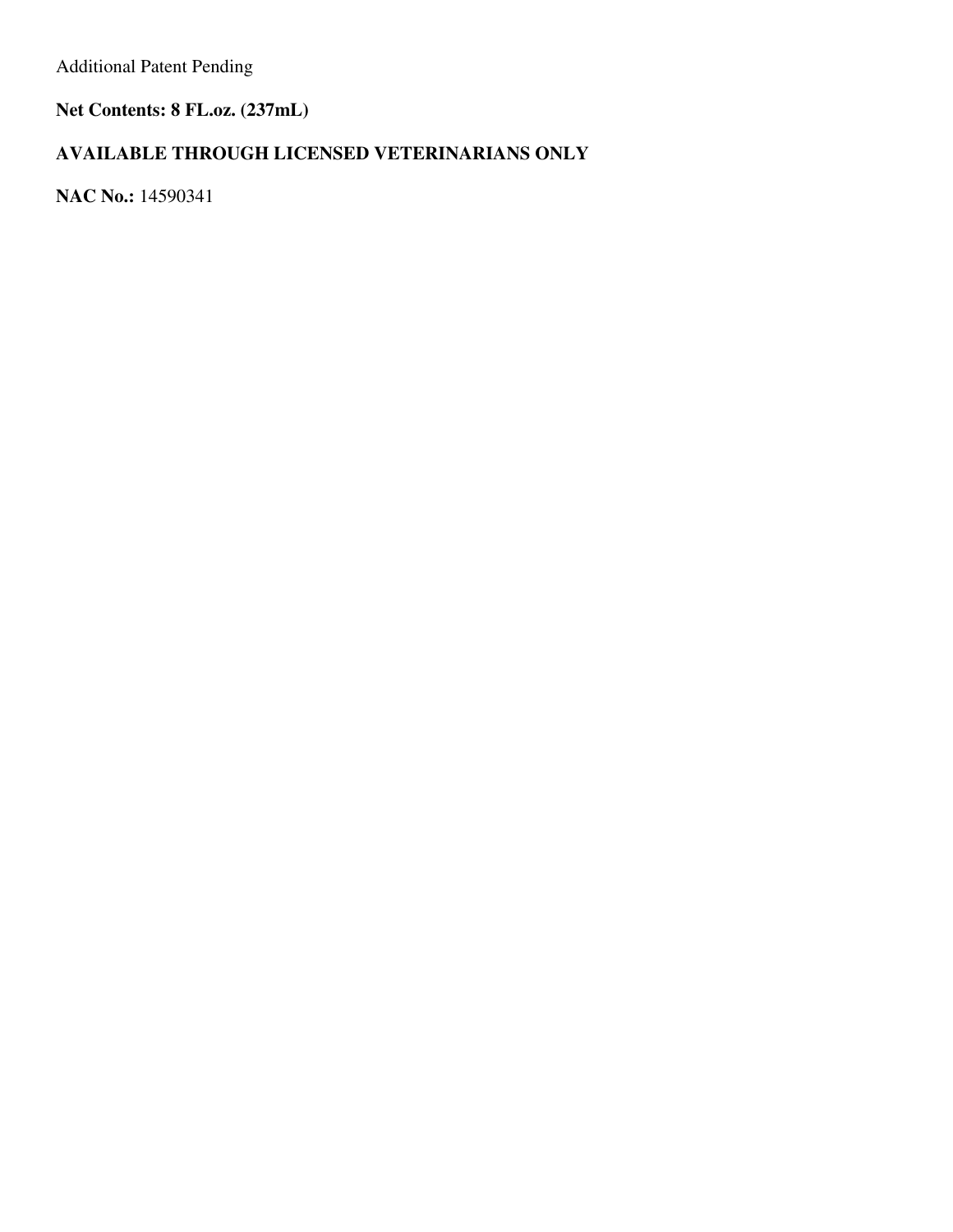Additional Patent Pending

**Net Contents: 8 FL.oz. (237mL)**

**AVAILABLE THROUGH LICENSED VETERINARIANS ONLY**

**NAC No.:** 14590341